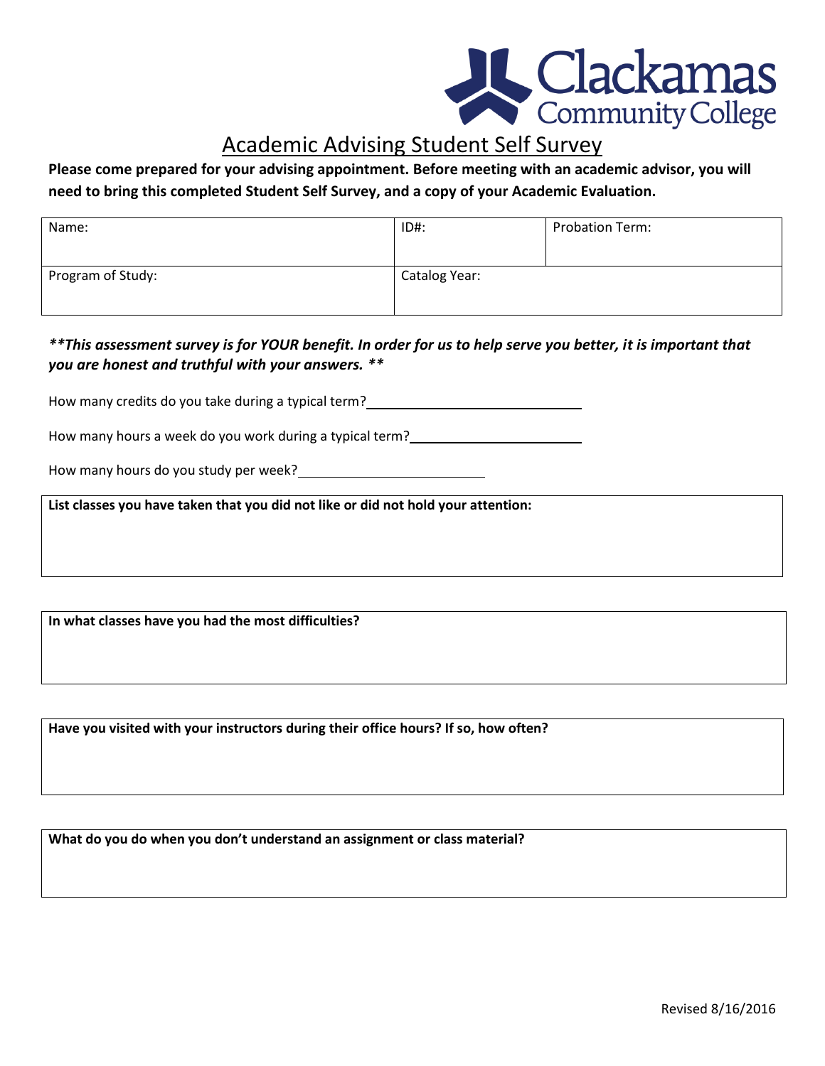Clackamas Community College

# Academic Advising Student Self Survey

**Please come prepared for your advising appointment. Before meeting with an academic advisor, you will need to bring this completed Student Self Survey, and a copy of your Academic Evaluation.**

| Name: | ID#: | Probation Term: |
|---|---|---|
| Program of Study: | Catalog Year: | |

***\*\*This assessment survey is for YOUR benefit. In order for us to help serve you better, it is important that you are honest and truthful with your answers. \*\****

How many credits do you take during a typical term? ______________________________

How many hours a week do you work during a typical term? ______________________

How many hours do you study per week? __________________________

**List classes you have taken that you did not like or did not hold your attention:**

**In what classes have you had the most difficulties?**

**Have you visited with your instructors during their office hours? If so, how often?**

**What do you do when you don't understand an assignment or class material?**

Revised 8/16/2016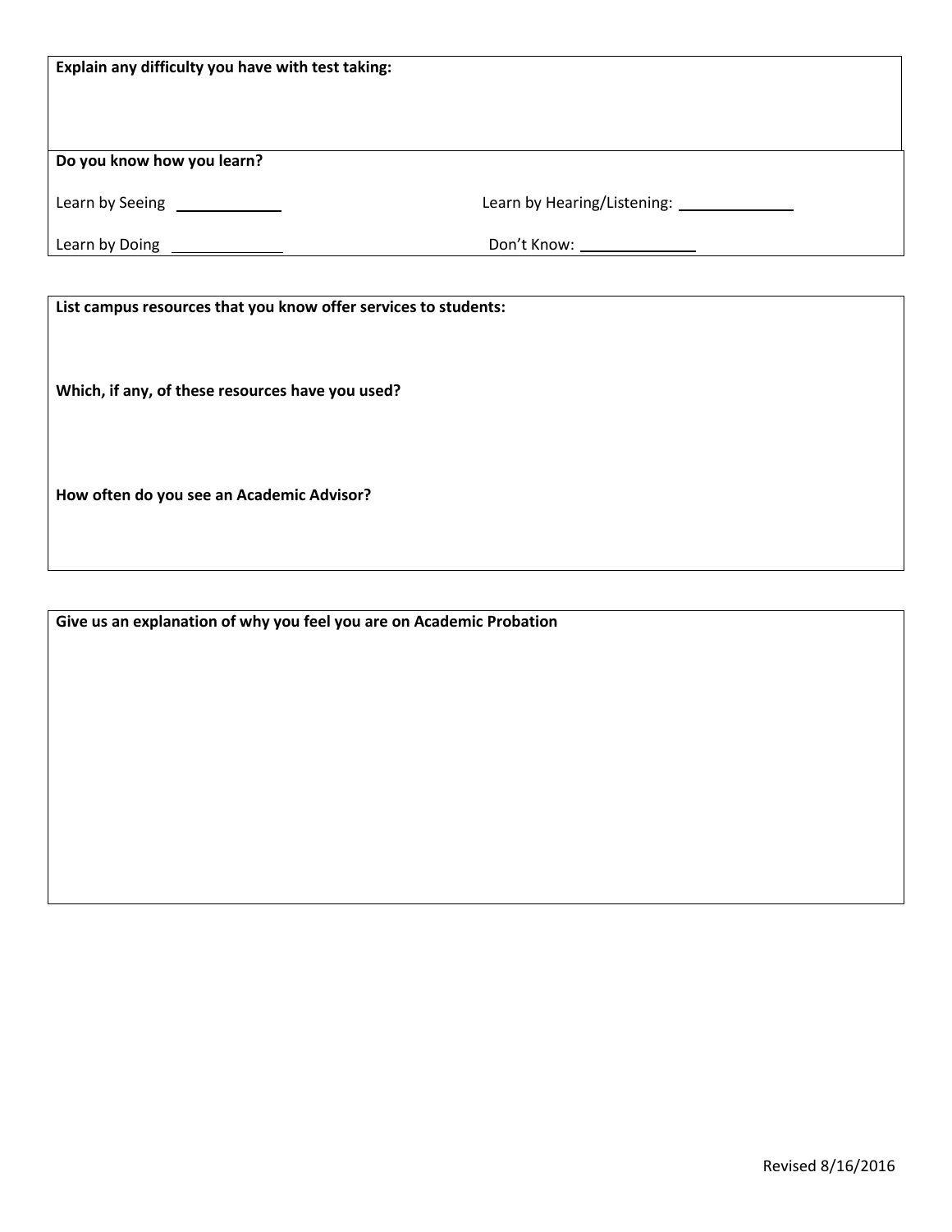**Explain any difficulty you have with test taking:**

**Do you know how you learn?**

Learn by Seeing \_\_\_\_\_\_\_\_\_\_\_\_

Learn by Hearing/Listening: \_\_\_\_\_\_\_\_\_\_\_\_

Learn by Doing \_\_\_\_\_\_\_\_\_\_\_\_

Don't Know: \_\_\_\_\_\_\_\_\_\_\_\_

**List campus resources that you know offer services to students:**

**Which, if any, of these resources have you used?**

**How often do you see an Academic Advisor?**

**Give us an explanation of why you feel you are on Academic Probation**

Revised 8/16/2016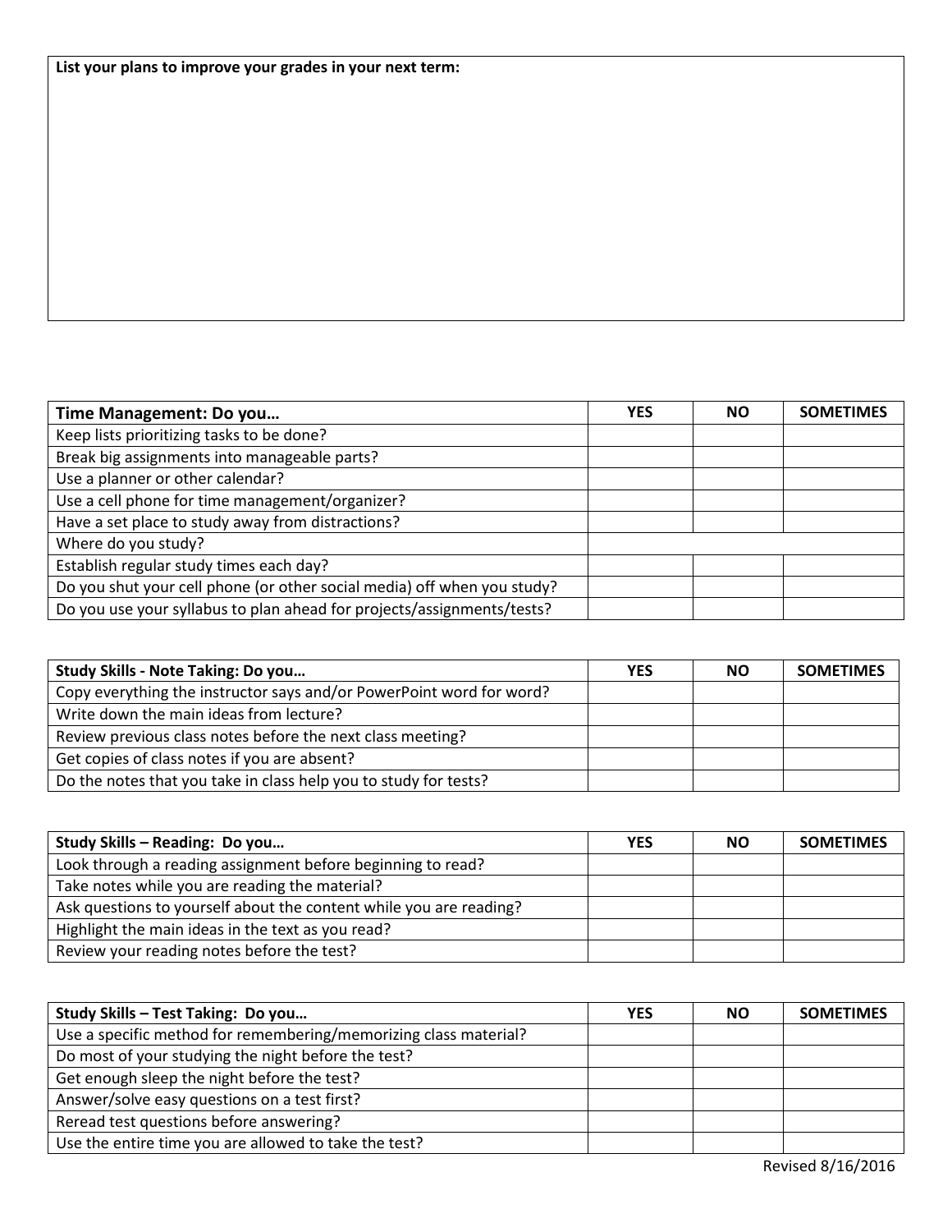**List your plans to improve your grades in your next term:**

| Time Management: Do you… | YES | NO | SOMETIMES |
|---|---|---|---|
| Keep lists prioritizing tasks to be done? | | | |
| Break big assignments into manageable parts? | | | |
| Use a planner or other calendar? | | | |
| Use a cell phone for time management/organizer? | | | |
| Have a set place to study away from distractions? | | | |
| Where do you study? | | | |
| Establish regular study times each day? | | | |
| Do you shut your cell phone (or other social media) off when you study? | | | |
| Do you use your syllabus to plan ahead for projects/assignments/tests? | | | |

| Study Skills - Note Taking: Do you… | YES | NO | SOMETIMES |
|---|---|---|---|
| Copy everything the instructor says and/or PowerPoint word for word? | | | |
| Write down the main ideas from lecture? | | | |
| Review previous class notes before the next class meeting? | | | |
| Get copies of class notes if you are absent? | | | |
| Do the notes that you take in class help you to study for tests? | | | |

| Study Skills – Reading: Do you… | YES | NO | SOMETIMES |
|---|---|---|---|
| Look through a reading assignment before beginning to read? | | | |
| Take notes while you are reading the material? | | | |
| Ask questions to yourself about the content while you are reading? | | | |
| Highlight the main ideas in the text as you read? | | | |
| Review your reading notes before the test? | | | |

| Study Skills – Test Taking: Do you… | YES | NO | SOMETIMES |
|---|---|---|---|
| Use a specific method for remembering/memorizing class material? | | | |
| Do most of your studying the night before the test? | | | |
| Get enough sleep the night before the test? | | | |
| Answer/solve easy questions on a test first? | | | |
| Reread test questions before answering? | | | |
| Use the entire time you are allowed to take the test? | | | |

Revised 8/16/2016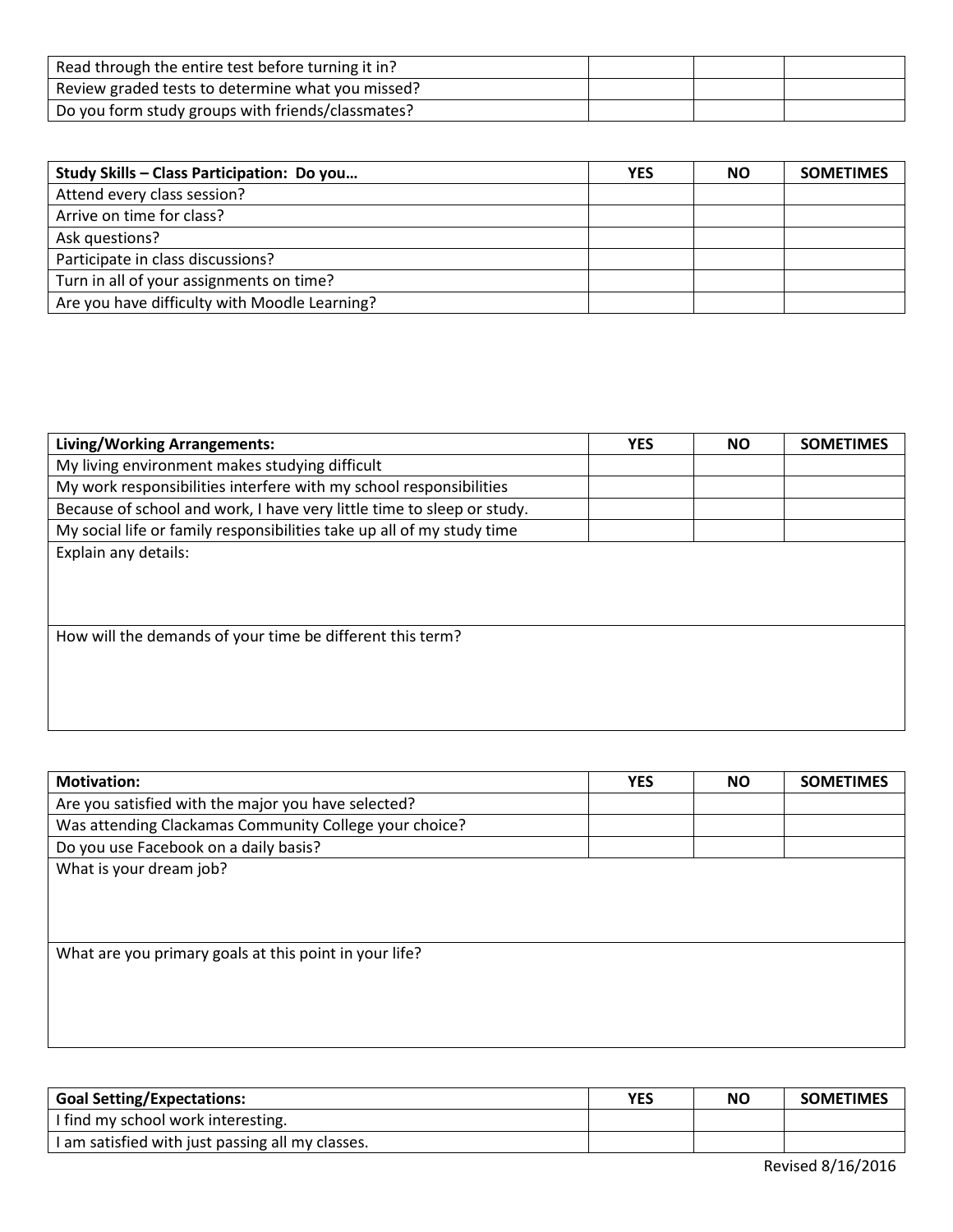| | | | |
|---|---|---|---|
| Read through the entire test before turning it in? | | | |
| Review graded tests to determine what you missed? | | | |
| Do you form study groups with friends/classmates? | | | |

| **Study Skills – Class Participation: Do you…** | **YES** | **NO** | **SOMETIMES** |
|---|---|---|---|
| Attend every class session? | | | |
| Arrive on time for class? | | | |
| Ask questions? | | | |
| Participate in class discussions? | | | |
| Turn in all of your assignments on time? | | | |
| Are you have difficulty with Moodle Learning? | | | |

| **Living/Working Arrangements:** | **YES** | **NO** | **SOMETIMES** |
|---|---|---|---|
| My living environment makes studying difficult | | | |
| My work responsibilities interfere with my school responsibilities | | | |
| Because of school and work, I have very little time to sleep or study. | | | |
| My social life or family responsibilities take up all of my study time | | | |

Explain any details:

How will the demands of your time be different this term?

| **Motivation:** | **YES** | **NO** | **SOMETIMES** |
|---|---|---|---|
| Are you satisfied with the major you have selected? | | | |
| Was attending Clackamas Community College your choice? | | | |
| Do you use Facebook on a daily basis? | | | |

What is your dream job?

What are you primary goals at this point in your life?

| **Goal Setting/Expectations:** | **YES** | **NO** | **SOMETIMES** |
|---|---|---|---|
| I find my school work interesting. | | | |
| I am satisfied with just passing all my classes. | | | |

Revised 8/16/2016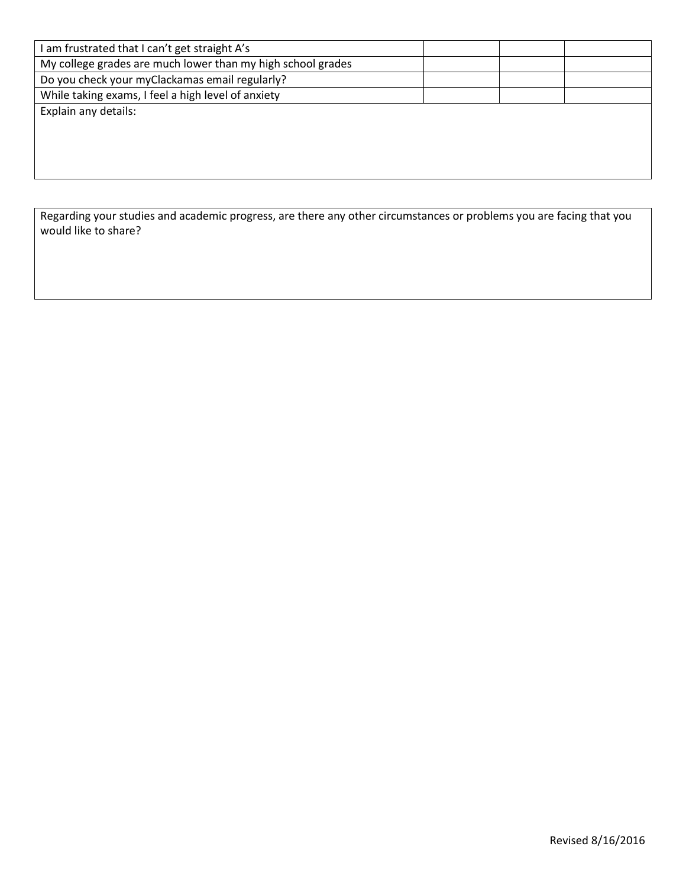| | | | |
|---|---|---|---|
| I am frustrated that I can't get straight A's | | | |
| My college grades are much lower than my high school grades | | | |
| Do you check your myClackamas email regularly? | | | |
| While taking exams, I feel a high level of anxiety | | | |
| Explain any details: | | | |

| |
|---|
| Regarding your studies and academic progress, are there any other circumstances or problems you are facing that you would like to share? |

Revised 8/16/2016